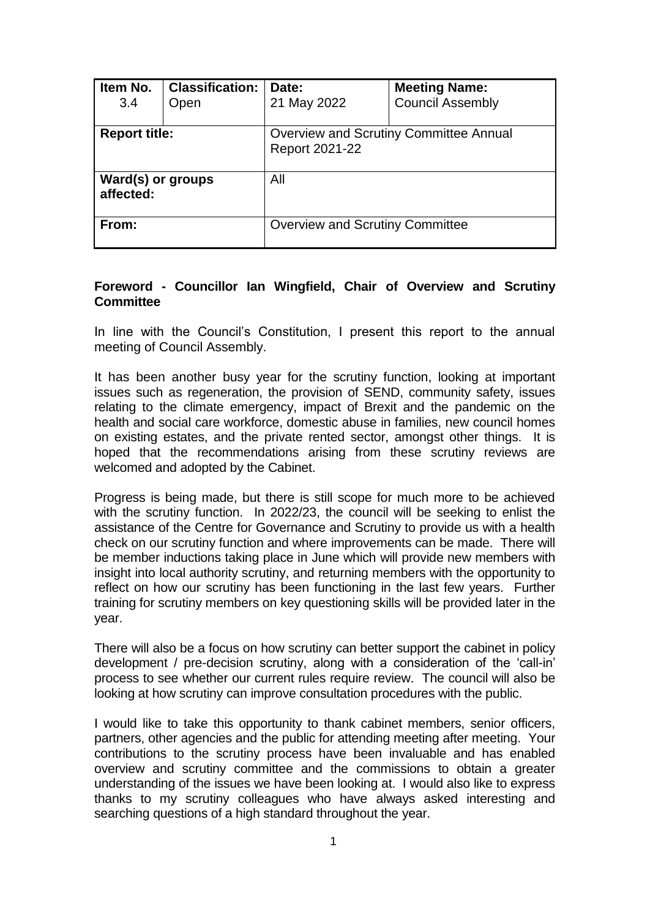| Item No. 3.4 | Classification: Open | Date: 21 May 2022 | Meeting Name: Council Assembly |
|---|---|---|---|
| **Report title:** | | Overview and Scrutiny Committee Annual Report 2021-22 | |
| **Ward(s) or groups affected:** | | All | |
| **From:** | | Overview and Scrutiny Committee | |

**Foreword - Councillor Ian Wingfield, Chair of Overview and Scrutiny Committee**

In line with the Council's Constitution, I present this report to the annual meeting of Council Assembly.

It has been another busy year for the scrutiny function, looking at important issues such as regeneration, the provision of SEND, community safety, issues relating to the climate emergency, impact of Brexit and the pandemic on the health and social care workforce, domestic abuse in families, new council homes on existing estates, and the private rented sector, amongst other things. It is hoped that the recommendations arising from these scrutiny reviews are welcomed and adopted by the Cabinet.

Progress is being made, but there is still scope for much more to be achieved with the scrutiny function. In 2022/23, the council will be seeking to enlist the assistance of the Centre for Governance and Scrutiny to provide us with a health check on our scrutiny function and where improvements can be made. There will be member inductions taking place in June which will provide new members with insight into local authority scrutiny, and returning members with the opportunity to reflect on how our scrutiny has been functioning in the last few years. Further training for scrutiny members on key questioning skills will be provided later in the year.

There will also be a focus on how scrutiny can better support the cabinet in policy development / pre-decision scrutiny, along with a consideration of the 'call-in' process to see whether our current rules require review. The council will also be looking at how scrutiny can improve consultation procedures with the public.

I would like to take this opportunity to thank cabinet members, senior officers, partners, other agencies and the public for attending meeting after meeting. Your contributions to the scrutiny process have been invaluable and has enabled overview and scrutiny committee and the commissions to obtain a greater understanding of the issues we have been looking at. I would also like to express thanks to my scrutiny colleagues who have always asked interesting and searching questions of a high standard throughout the year.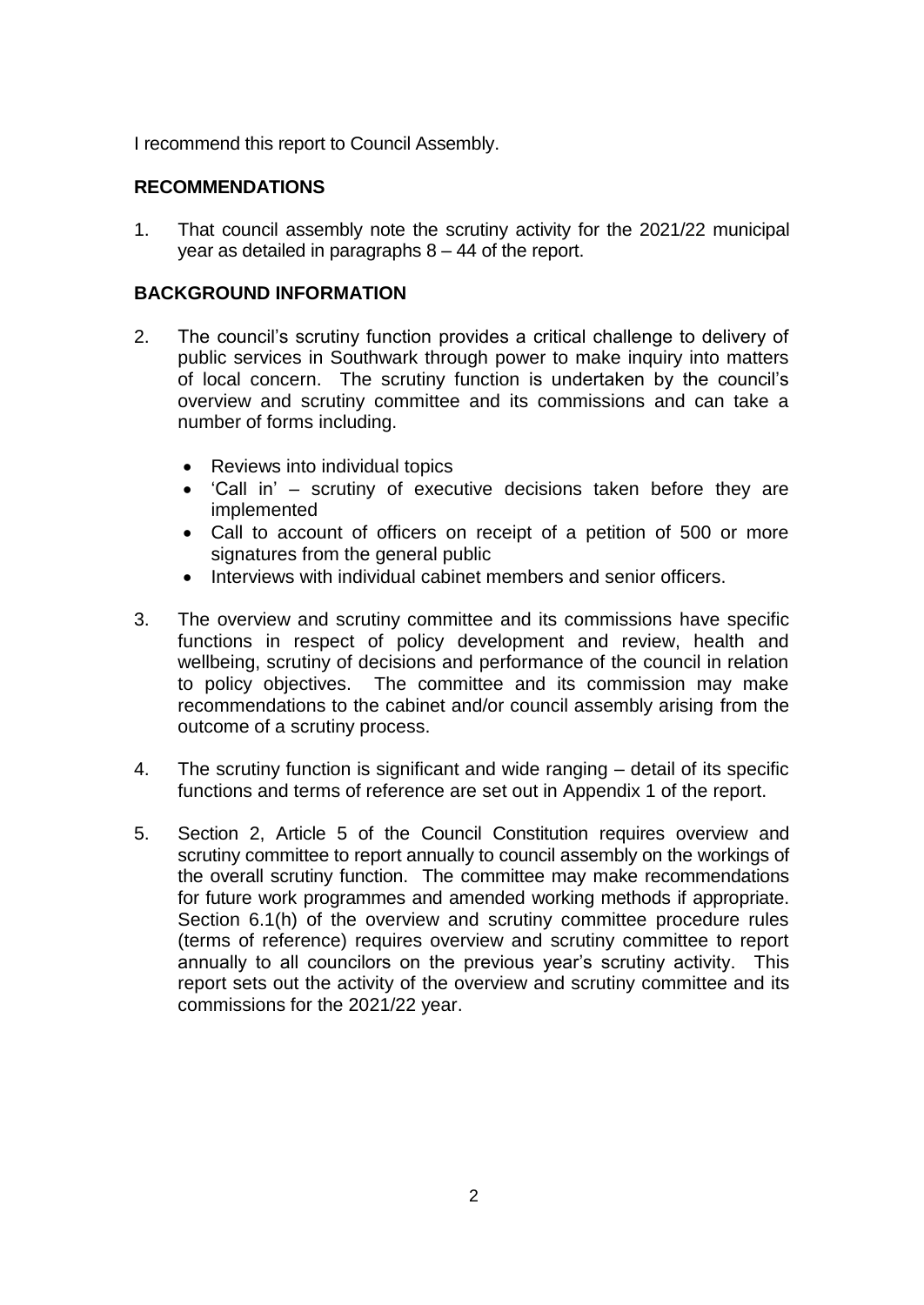I recommend this report to Council Assembly.

## RECOMMENDATIONS

1. That council assembly note the scrutiny activity for the 2021/22 municipal year as detailed in paragraphs 8 – 44 of the report.

## BACKGROUND INFORMATION

2. The council's scrutiny function provides a critical challenge to delivery of public services in Southwark through power to make inquiry into matters of local concern. The scrutiny function is undertaken by the council's overview and scrutiny committee and its commissions and can take a number of forms including.

   - Reviews into individual topics
   - 'Call in' – scrutiny of executive decisions taken before they are implemented
   - Call to account of officers on receipt of a petition of 500 or more signatures from the general public
   - Interviews with individual cabinet members and senior officers.

3. The overview and scrutiny committee and its commissions have specific functions in respect of policy development and review, health and wellbeing, scrutiny of decisions and performance of the council in relation to policy objectives. The committee and its commission may make recommendations to the cabinet and/or council assembly arising from the outcome of a scrutiny process.

4. The scrutiny function is significant and wide ranging – detail of its specific functions and terms of reference are set out in Appendix 1 of the report.

5. Section 2, Article 5 of the Council Constitution requires overview and scrutiny committee to report annually to council assembly on the workings of the overall scrutiny function. The committee may make recommendations for future work programmes and amended working methods if appropriate. Section 6.1(h) of the overview and scrutiny committee procedure rules (terms of reference) requires overview and scrutiny committee to report annually to all councilors on the previous year's scrutiny activity. This report sets out the activity of the overview and scrutiny committee and its commissions for the 2021/22 year.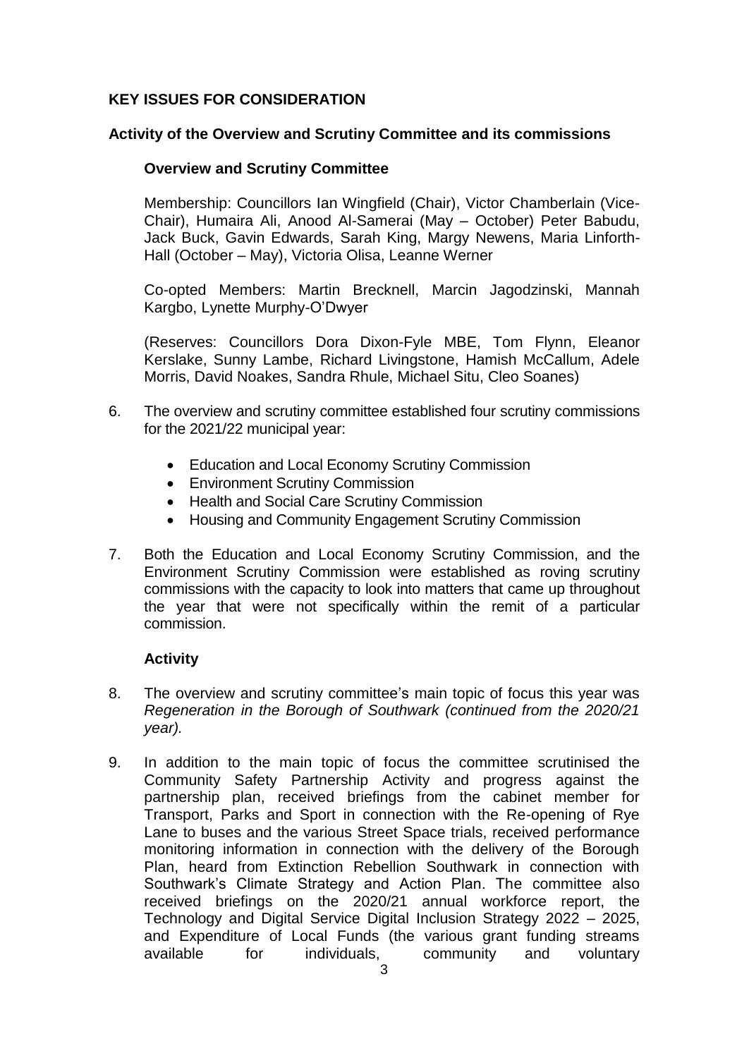## KEY ISSUES FOR CONSIDERATION

### Activity of the Overview and Scrutiny Committee and its commissions

#### Overview and Scrutiny Committee

Membership: Councillors Ian Wingfield (Chair), Victor Chamberlain (Vice-Chair), Humaira Ali, Anood Al-Samerai (May – October) Peter Babudu, Jack Buck, Gavin Edwards, Sarah King, Margy Newens, Maria Linforth-Hall (October – May), Victoria Olisa, Leanne Werner

Co-opted Members: Martin Brecknell, Marcin Jagodzinski, Mannah Kargbo, Lynette Murphy-O'Dwyer

(Reserves: Councillors Dora Dixon-Fyle MBE, Tom Flynn, Eleanor Kerslake, Sunny Lambe, Richard Livingstone, Hamish McCallum, Adele Morris, David Noakes, Sandra Rhule, Michael Situ, Cleo Soanes)

6. The overview and scrutiny committee established four scrutiny commissions for the 2021/22 municipal year:

   - Education and Local Economy Scrutiny Commission
   - Environment Scrutiny Commission
   - Health and Social Care Scrutiny Commission
   - Housing and Community Engagement Scrutiny Commission

7. Both the Education and Local Economy Scrutiny Commission, and the Environment Scrutiny Commission were established as roving scrutiny commissions with the capacity to look into matters that came up throughout the year that were not specifically within the remit of a particular commission.

#### Activity

8. The overview and scrutiny committee's main topic of focus this year was *Regeneration in the Borough of Southwark (continued from the 2020/21 year).*

9. In addition to the main topic of focus the committee scrutinised the Community Safety Partnership Activity and progress against the partnership plan, received briefings from the cabinet member for Transport, Parks and Sport in connection with the Re-opening of Rye Lane to buses and the various Street Space trials, received performance monitoring information in connection with the delivery of the Borough Plan, heard from Extinction Rebellion Southwark in connection with Southwark's Climate Strategy and Action Plan. The committee also received briefings on the 2020/21 annual workforce report, the Technology and Digital Service Digital Inclusion Strategy 2022 – 2025, and Expenditure of Local Funds (the various grant funding streams available for individuals, community and voluntary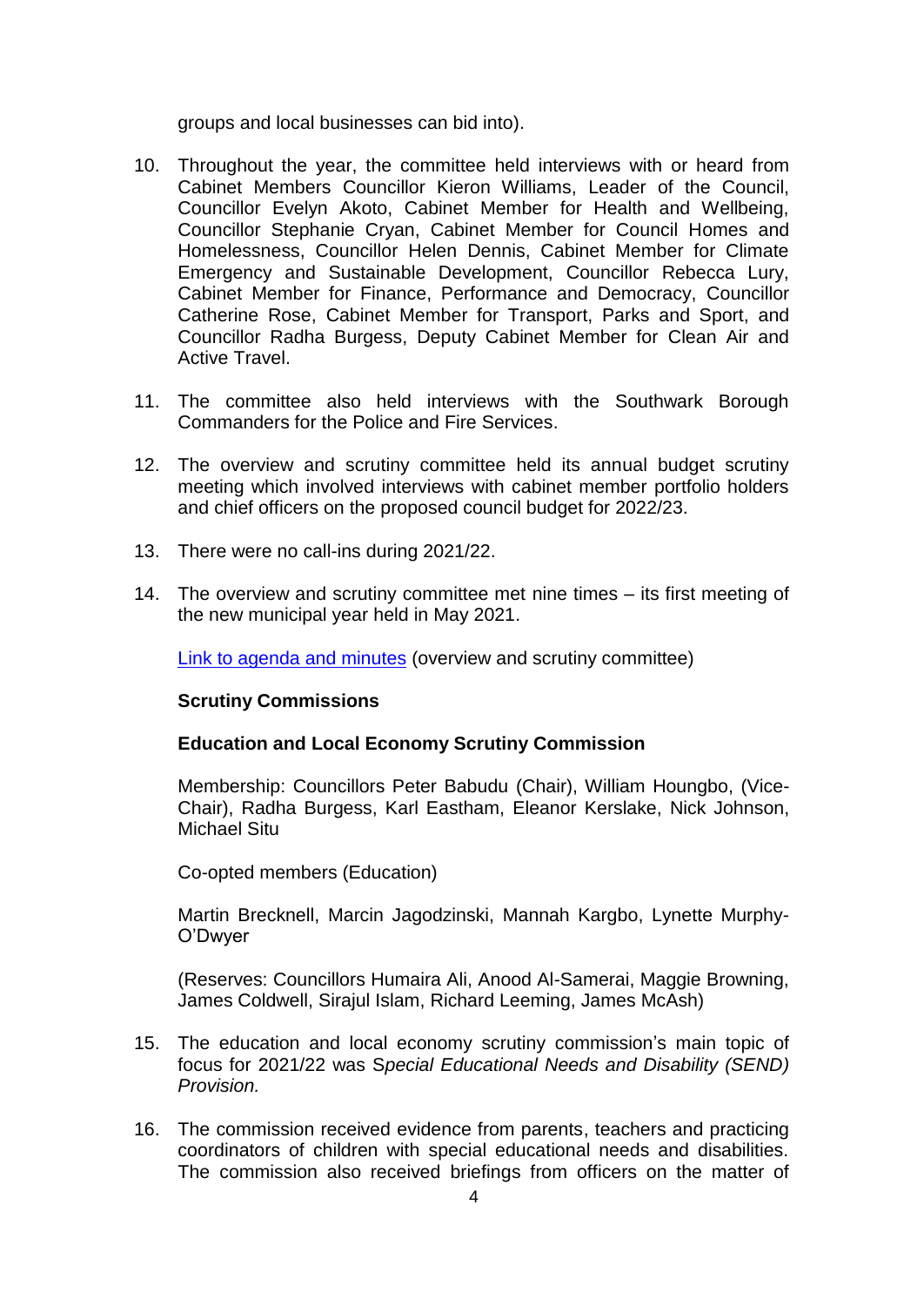groups and local businesses can bid into).

10. Throughout the year, the committee held interviews with or heard from Cabinet Members Councillor Kieron Williams, Leader of the Council, Councillor Evelyn Akoto, Cabinet Member for Health and Wellbeing, Councillor Stephanie Cryan, Cabinet Member for Council Homes and Homelessness, Councillor Helen Dennis, Cabinet Member for Climate Emergency and Sustainable Development, Councillor Rebecca Lury, Cabinet Member for Finance, Performance and Democracy, Councillor Catherine Rose, Cabinet Member for Transport, Parks and Sport, and Councillor Radha Burgess, Deputy Cabinet Member for Clean Air and Active Travel.

11. The committee also held interviews with the Southwark Borough Commanders for the Police and Fire Services.

12. The overview and scrutiny committee held its annual budget scrutiny meeting which involved interviews with cabinet member portfolio holders and chief officers on the proposed council budget for 2022/23.

13. There were no call-ins during 2021/22.

14. The overview and scrutiny committee met nine times – its first meeting of the new municipal year held in May 2021.

    Link to agenda and minutes (overview and scrutiny committee)

### Scrutiny Commissions

#### Education and Local Economy Scrutiny Commission

Membership: Councillors Peter Babudu (Chair), William Houngbo, (Vice-Chair), Radha Burgess, Karl Eastham, Eleanor Kerslake, Nick Johnson, Michael Situ

Co-opted members (Education)

Martin Brecknell, Marcin Jagodzinski, Mannah Kargbo, Lynette Murphy-O'Dwyer

(Reserves: Councillors Humaira Ali, Anood Al-Samerai, Maggie Browning, James Coldwell, Sirajul Islam, Richard Leeming, James McAsh)

15. The education and local economy scrutiny commission's main topic of focus for 2021/22 was *Special Educational Needs and Disability (SEND) Provision.*

16. The commission received evidence from parents, teachers and practicing coordinators of children with special educational needs and disabilities. The commission also received briefings from officers on the matter of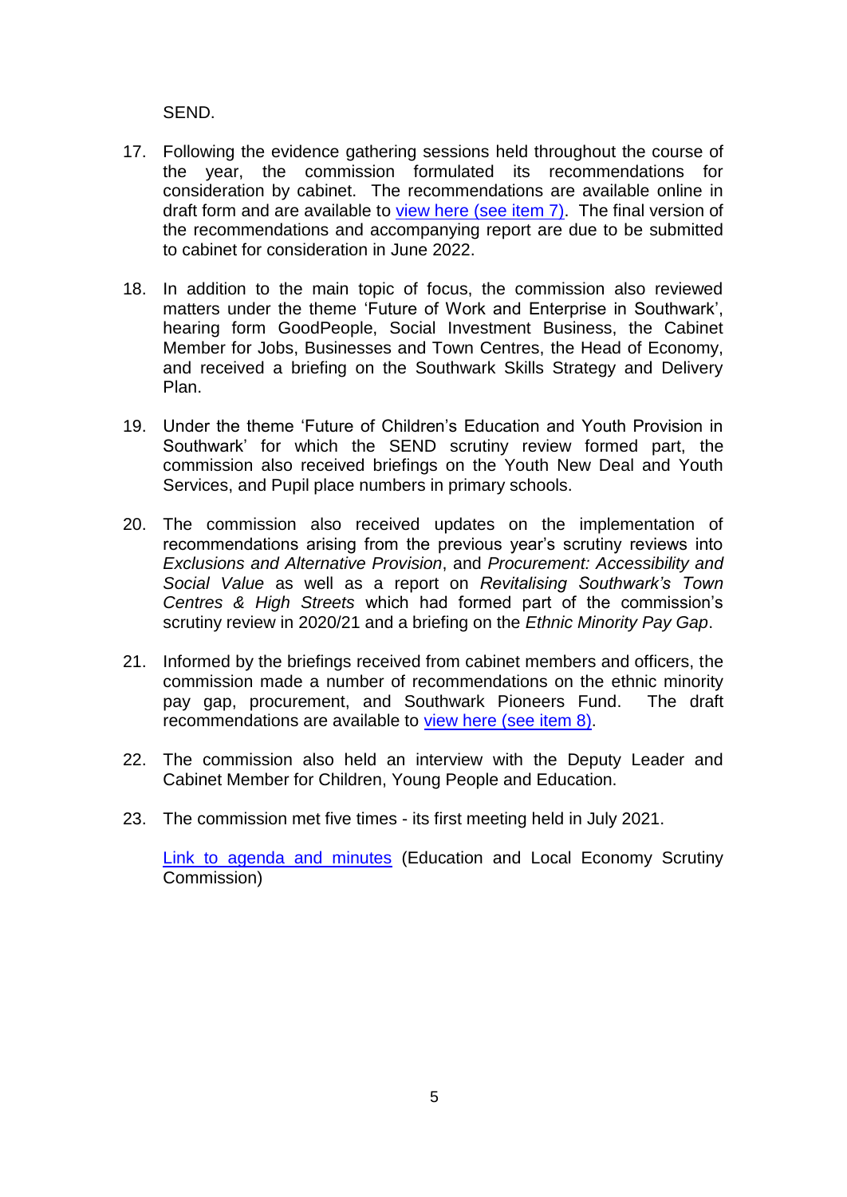SEND.

17. Following the evidence gathering sessions held throughout the course of the year, the commission formulated its recommendations for consideration by cabinet. The recommendations are available online in draft form and are available to view here (see item 7). The final version of the recommendations and accompanying report are due to be submitted to cabinet for consideration in June 2022.

18. In addition to the main topic of focus, the commission also reviewed matters under the theme 'Future of Work and Enterprise in Southwark', hearing form GoodPeople, Social Investment Business, the Cabinet Member for Jobs, Businesses and Town Centres, the Head of Economy, and received a briefing on the Southwark Skills Strategy and Delivery Plan.

19. Under the theme 'Future of Children's Education and Youth Provision in Southwark' for which the SEND scrutiny review formed part, the commission also received briefings on the Youth New Deal and Youth Services, and Pupil place numbers in primary schools.

20. The commission also received updates on the implementation of recommendations arising from the previous year's scrutiny reviews into *Exclusions and Alternative Provision*, and *Procurement: Accessibility and Social Value* as well as a report on *Revitalising Southwark's Town Centres & High Streets* which had formed part of the commission's scrutiny review in 2020/21 and a briefing on the *Ethnic Minority Pay Gap*.

21. Informed by the briefings received from cabinet members and officers, the commission made a number of recommendations on the ethnic minority pay gap, procurement, and Southwark Pioneers Fund. The draft recommendations are available to view here (see item 8).

22. The commission also held an interview with the Deputy Leader and Cabinet Member for Children, Young People and Education.

23. The commission met five times - its first meeting held in July 2021.

    Link to agenda and minutes (Education and Local Economy Scrutiny Commission)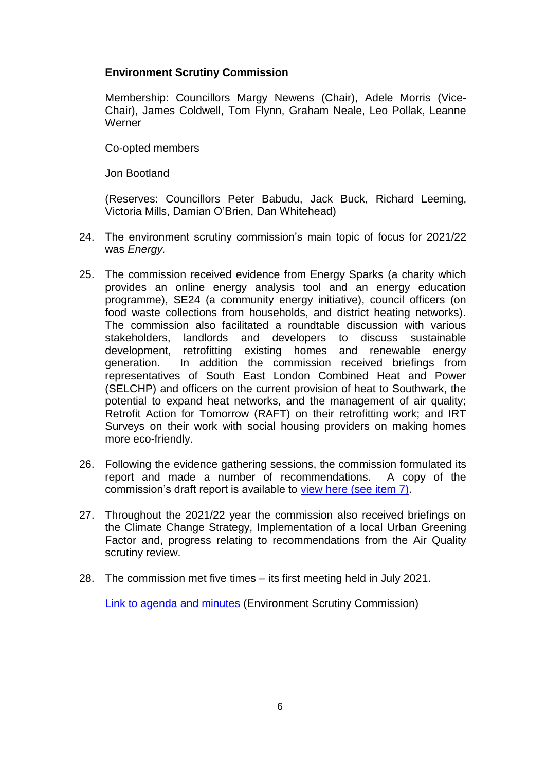**Environment Scrutiny Commission**

Membership: Councillors Margy Newens (Chair), Adele Morris (Vice-Chair), James Coldwell, Tom Flynn, Graham Neale, Leo Pollak, Leanne Werner

Co-opted members

Jon Bootland

(Reserves: Councillors Peter Babudu, Jack Buck, Richard Leeming, Victoria Mills, Damian O'Brien, Dan Whitehead)

24. The environment scrutiny commission's main topic of focus for 2021/22 was *Energy.*

25. The commission received evidence from Energy Sparks (a charity which provides an online energy analysis tool and an energy education programme), SE24 (a community energy initiative), council officers (on food waste collections from households, and district heating networks). The commission also facilitated a roundtable discussion with various stakeholders, landlords and developers to discuss sustainable development, retrofitting existing homes and renewable energy generation. In addition the commission received briefings from representatives of South East London Combined Heat and Power (SELCHP) and officers on the current provision of heat to Southwark, the potential to expand heat networks, and the management of air quality; Retrofit Action for Tomorrow (RAFT) on their retrofitting work; and IRT Surveys on their work with social housing providers on making homes more eco-friendly.

26. Following the evidence gathering sessions, the commission formulated its report and made a number of recommendations. A copy of the commission's draft report is available to view here (see item 7).

27. Throughout the 2021/22 year the commission also received briefings on the Climate Change Strategy, Implementation of a local Urban Greening Factor and, progress relating to recommendations from the Air Quality scrutiny review.

28. The commission met five times – its first meeting held in July 2021.

Link to agenda and minutes (Environment Scrutiny Commission)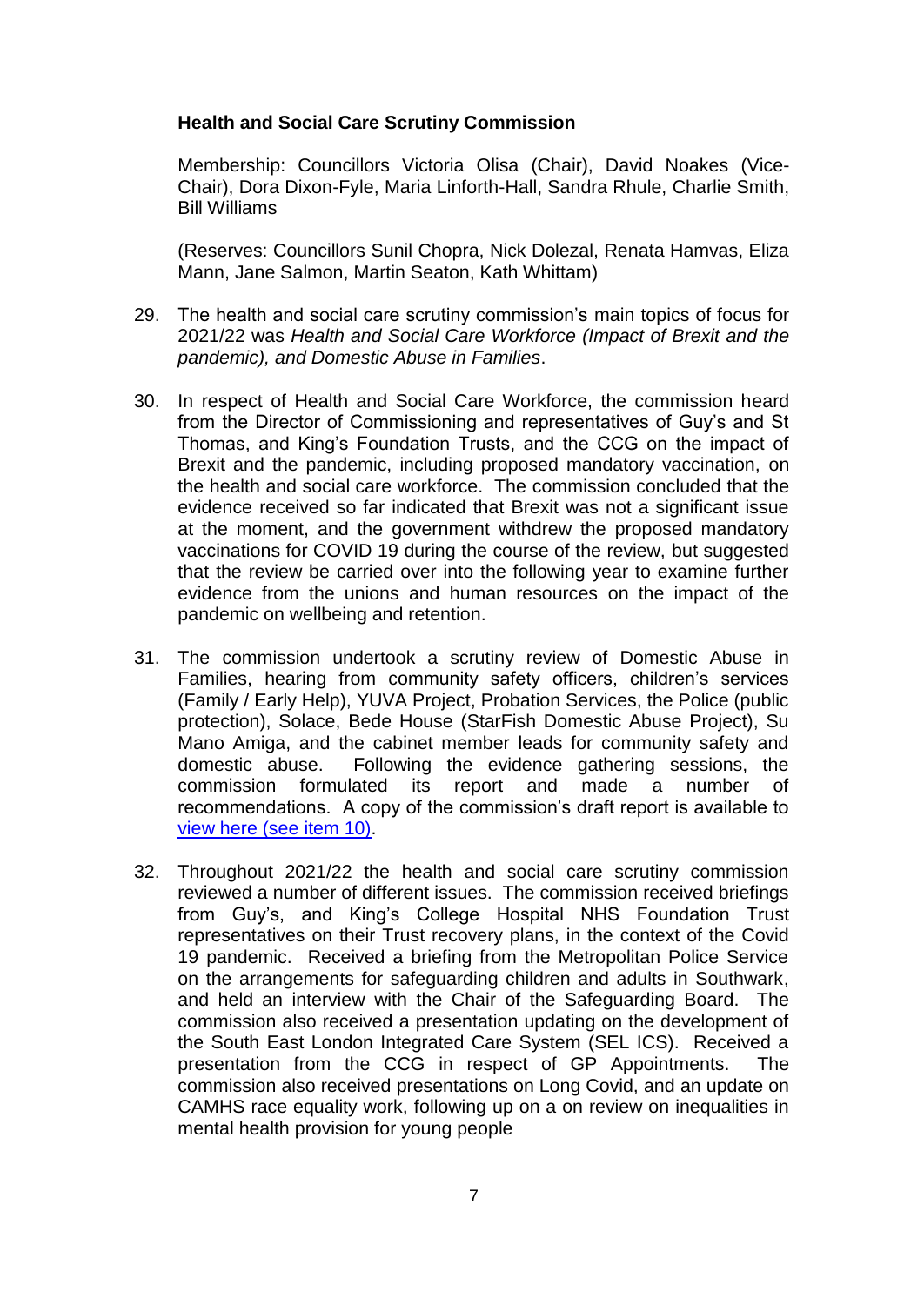**Health and Social Care Scrutiny Commission**

Membership: Councillors Victoria Olisa (Chair), David Noakes (Vice-Chair), Dora Dixon-Fyle, Maria Linforth-Hall, Sandra Rhule, Charlie Smith, Bill Williams

(Reserves: Councillors Sunil Chopra, Nick Dolezal, Renata Hamvas, Eliza Mann, Jane Salmon, Martin Seaton, Kath Whittam)

29. The health and social care scrutiny commission's main topics of focus for 2021/22 was *Health and Social Care Workforce (Impact of Brexit and the pandemic), and Domestic Abuse in Families*.

30. In respect of Health and Social Care Workforce, the commission heard from the Director of Commissioning and representatives of Guy's and St Thomas, and King's Foundation Trusts, and the CCG on the impact of Brexit and the pandemic, including proposed mandatory vaccination, on the health and social care workforce. The commission concluded that the evidence received so far indicated that Brexit was not a significant issue at the moment, and the government withdrew the proposed mandatory vaccinations for COVID 19 during the course of the review, but suggested that the review be carried over into the following year to examine further evidence from the unions and human resources on the impact of the pandemic on wellbeing and retention.

31. The commission undertook a scrutiny review of Domestic Abuse in Families, hearing from community safety officers, children's services (Family / Early Help), YUVA Project, Probation Services, the Police (public protection), Solace, Bede House (StarFish Domestic Abuse Project), Su Mano Amiga, and the cabinet member leads for community safety and domestic abuse. Following the evidence gathering sessions, the commission formulated its report and made a number of recommendations. A copy of the commission's draft report is available to view here (see item 10).

32. Throughout 2021/22 the health and social care scrutiny commission reviewed a number of different issues. The commission received briefings from Guy's, and King's College Hospital NHS Foundation Trust representatives on their Trust recovery plans, in the context of the Covid 19 pandemic. Received a briefing from the Metropolitan Police Service on the arrangements for safeguarding children and adults in Southwark, and held an interview with the Chair of the Safeguarding Board. The commission also received a presentation updating on the development of the South East London Integrated Care System (SEL ICS). Received a presentation from the CCG in respect of GP Appointments. The commission also received presentations on Long Covid, and an update on CAMHS race equality work, following up on a on review on inequalities in mental health provision for young people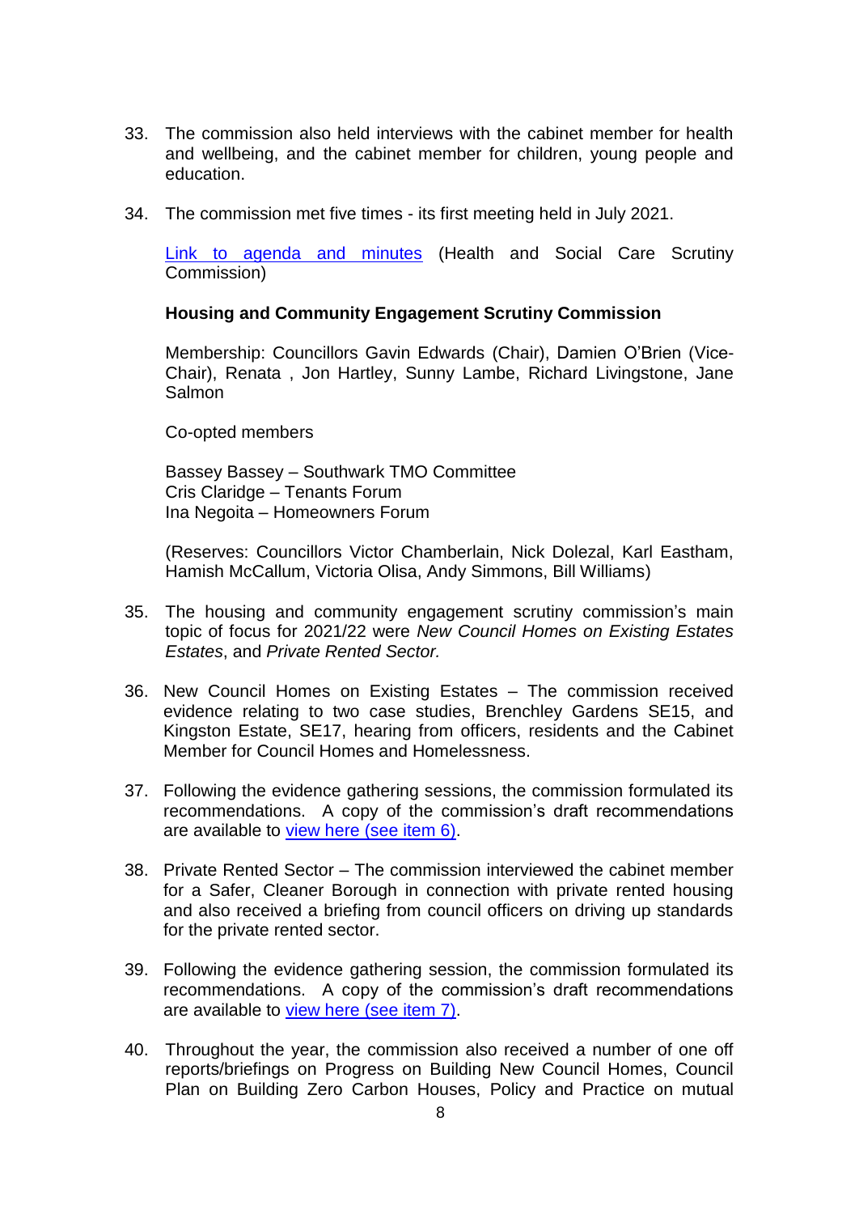33. The commission also held interviews with the cabinet member for health and wellbeing, and the cabinet member for children, young people and education.

34. The commission met five times - its first meeting held in July 2021.

    [Link to agenda and minutes](#) (Health and Social Care Scrutiny Commission)

    **Housing and Community Engagement Scrutiny Commission**

    Membership: Councillors Gavin Edwards (Chair), Damien O'Brien (Vice-Chair), Renata , Jon Hartley, Sunny Lambe, Richard Livingstone, Jane Salmon

    Co-opted members

    Bassey Bassey – Southwark TMO Committee
    Cris Claridge – Tenants Forum
    Ina Negoita – Homeowners Forum

    (Reserves: Councillors Victor Chamberlain, Nick Dolezal, Karl Eastham, Hamish McCallum, Victoria Olisa, Andy Simmons, Bill Williams)

35. The housing and community engagement scrutiny commission's main topic of focus for 2021/22 were *New Council Homes on Existing Estates Estates*, and *Private Rented Sector.*

36. New Council Homes on Existing Estates – The commission received evidence relating to two case studies, Brenchley Gardens SE15, and Kingston Estate, SE17, hearing from officers, residents and the Cabinet Member for Council Homes and Homelessness.

37. Following the evidence gathering sessions, the commission formulated its recommendations. A copy of the commission's draft recommendations are available to [view here (see item 6)](#).

38. Private Rented Sector – The commission interviewed the cabinet member for a Safer, Cleaner Borough in connection with private rented housing and also received a briefing from council officers on driving up standards for the private rented sector.

39. Following the evidence gathering session, the commission formulated its recommendations. A copy of the commission's draft recommendations are available to [view here (see item 7)](#).

40. Throughout the year, the commission also received a number of one off reports/briefings on Progress on Building New Council Homes, Council Plan on Building Zero Carbon Houses, Policy and Practice on mutual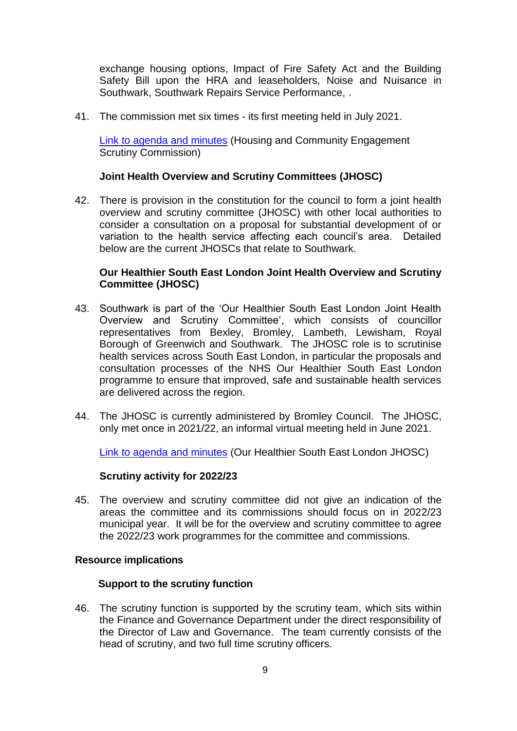exchange housing options, Impact of Fire Safety Act and the Building Safety Bill upon the HRA and leaseholders, Noise and Nuisance in Southwark, Southwark Repairs Service Performance, .

41. The commission met six times - its first meeting held in July 2021.

    [Link to agenda and minutes] (Housing and Community Engagement Scrutiny Commission)

**Joint Health Overview and Scrutiny Committees (JHOSC)**

42. There is provision in the constitution for the council to form a joint health overview and scrutiny committee (JHOSC) with other local authorities to consider a consultation on a proposal for substantial development of or variation to the health service affecting each council's area. Detailed below are the current JHOSCs that relate to Southwark.

**Our Healthier South East London Joint Health Overview and Scrutiny Committee (JHOSC)**

43. Southwark is part of the 'Our Healthier South East London Joint Health Overview and Scrutiny Committee', which consists of councillor representatives from Bexley, Bromley, Lambeth, Lewisham, Royal Borough of Greenwich and Southwark. The JHOSC role is to scrutinise health services across South East London, in particular the proposals and consultation processes of the NHS Our Healthier South East London programme to ensure that improved, safe and sustainable health services are delivered across the region.

44. The JHOSC is currently administered by Bromley Council. The JHOSC, only met once in 2021/22, an informal virtual meeting held in June 2021.

    [Link to agenda and minutes] (Our Healthier South East London JHOSC)

**Scrutiny activity for 2022/23**

45. The overview and scrutiny committee did not give an indication of the areas the committee and its commissions should focus on in 2022/23 municipal year. It will be for the overview and scrutiny committee to agree the 2022/23 work programmes for the committee and commissions.

## Resource implications

**Support to the scrutiny function**

46. The scrutiny function is supported by the scrutiny team, which sits within the Finance and Governance Department under the direct responsibility of the Director of Law and Governance. The team currently consists of the head of scrutiny, and two full time scrutiny officers.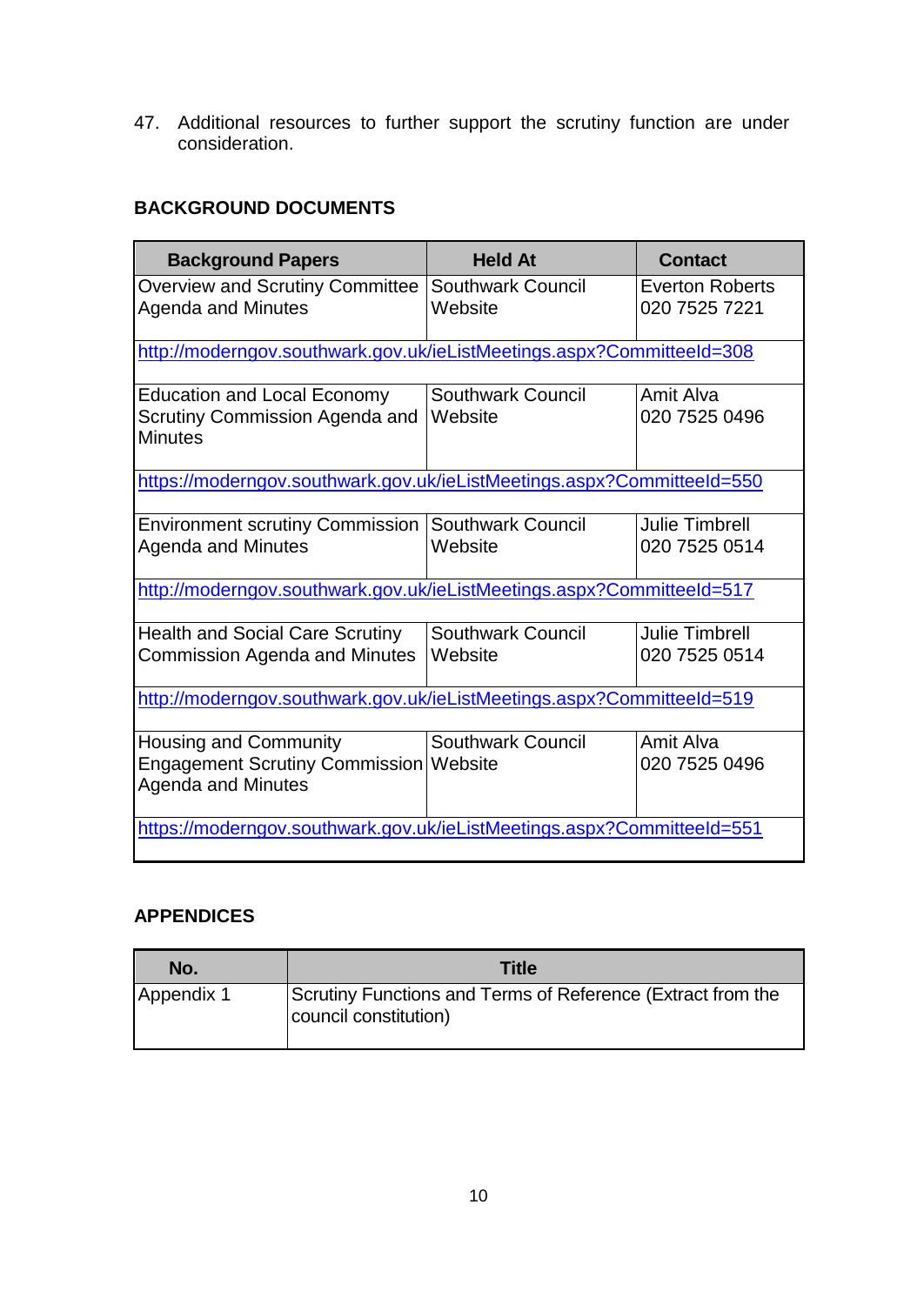47. Additional resources to further support the scrutiny function are under consideration.

## BACKGROUND DOCUMENTS

| Background Papers | Held At | Contact |
|---|---|---|
| Overview and Scrutiny Committee Agenda and Minutes | Southwark Council Website | Everton Roberts 020 7525 7221 |
| http://moderngov.southwark.gov.uk/ieListMeetings.aspx?CommitteeId=308 | | |
| Education and Local Economy Scrutiny Commission Agenda and Minutes | Southwark Council Website | Amit Alva 020 7525 0496 |
| https://moderngov.southwark.gov.uk/ieListMeetings.aspx?CommitteeId=550 | | |
| Environment scrutiny Commission Agenda and Minutes | Southwark Council Website | Julie Timbrell 020 7525 0514 |
| http://moderngov.southwark.gov.uk/ieListMeetings.aspx?CommitteeId=517 | | |
| Health and Social Care Scrutiny Commission Agenda and Minutes | Southwark Council Website | Julie Timbrell 020 7525 0514 |
| http://moderngov.southwark.gov.uk/ieListMeetings.aspx?CommitteeId=519 | | |
| Housing and Community Engagement Scrutiny Commission Agenda and Minutes | Southwark Council Website | Amit Alva 020 7525 0496 |
| https://moderngov.southwark.gov.uk/ieListMeetings.aspx?CommitteeId=551 | | |

## APPENDICES

| No. | Title |
|---|---|
| Appendix 1 | Scrutiny Functions and Terms of Reference (Extract from the council constitution) |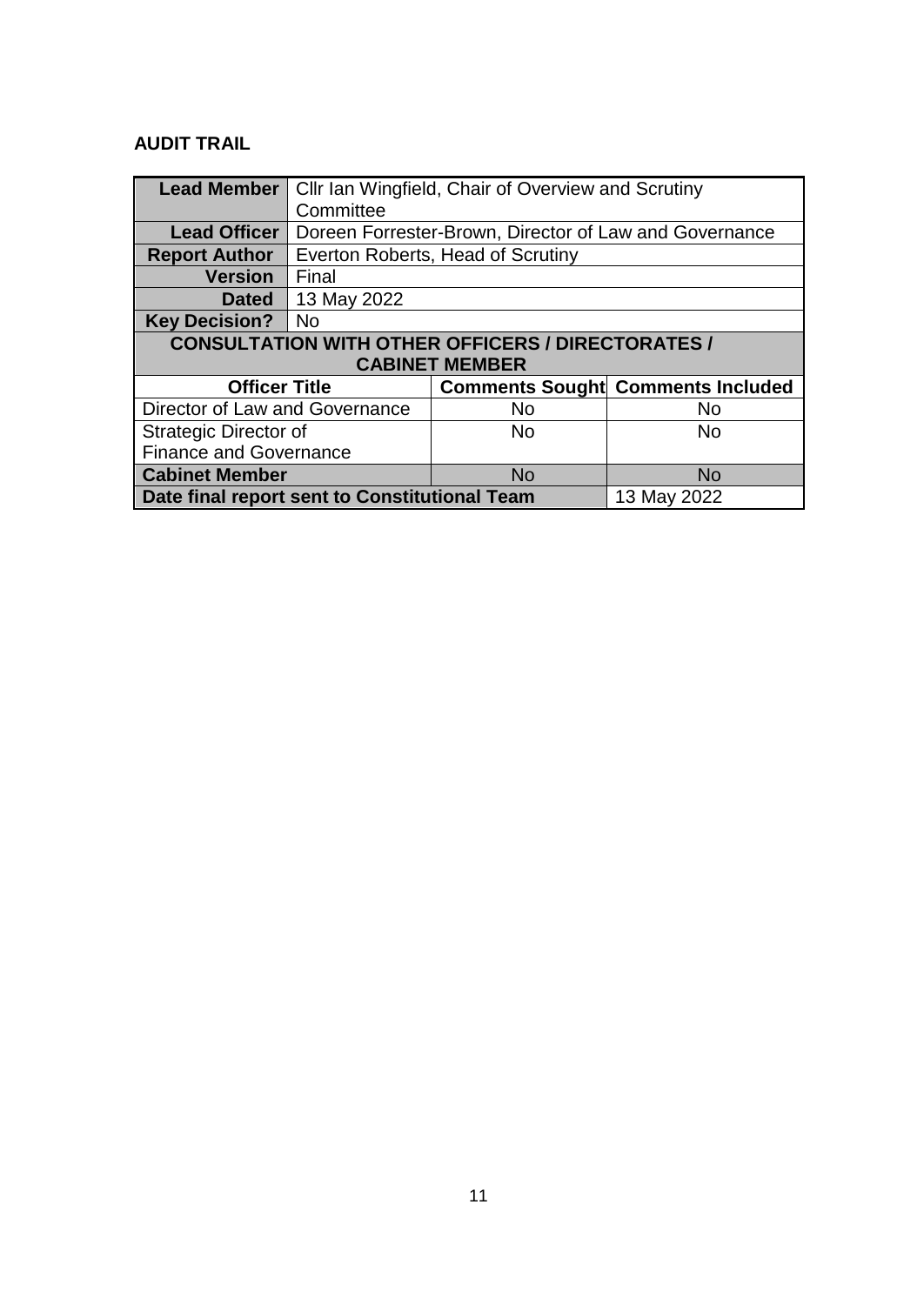## AUDIT TRAIL

| | | | |
|---|---|---|---|
| **Lead Member** | Cllr Ian Wingfield, Chair of Overview and Scrutiny Committee | | |
| **Lead Officer** | Doreen Forrester-Brown, Director of Law and Governance | | |
| **Report Author** | Everton Roberts, Head of Scrutiny | | |
| **Version** | Final | | |
| **Dated** | 13 May 2022 | | |
| **Key Decision?** | No | | |
| **CONSULTATION WITH OTHER OFFICERS / DIRECTORATES / CABINET MEMBER** | | | |
| **Officer Title** | | **Comments Sought** | **Comments Included** |
| Director of Law and Governance | | No | No |
| Strategic Director of Finance and Governance | | No | No |
| **Cabinet Member** | | No | No |
| **Date final report sent to Constitutional Team** | | | 13 May 2022 |